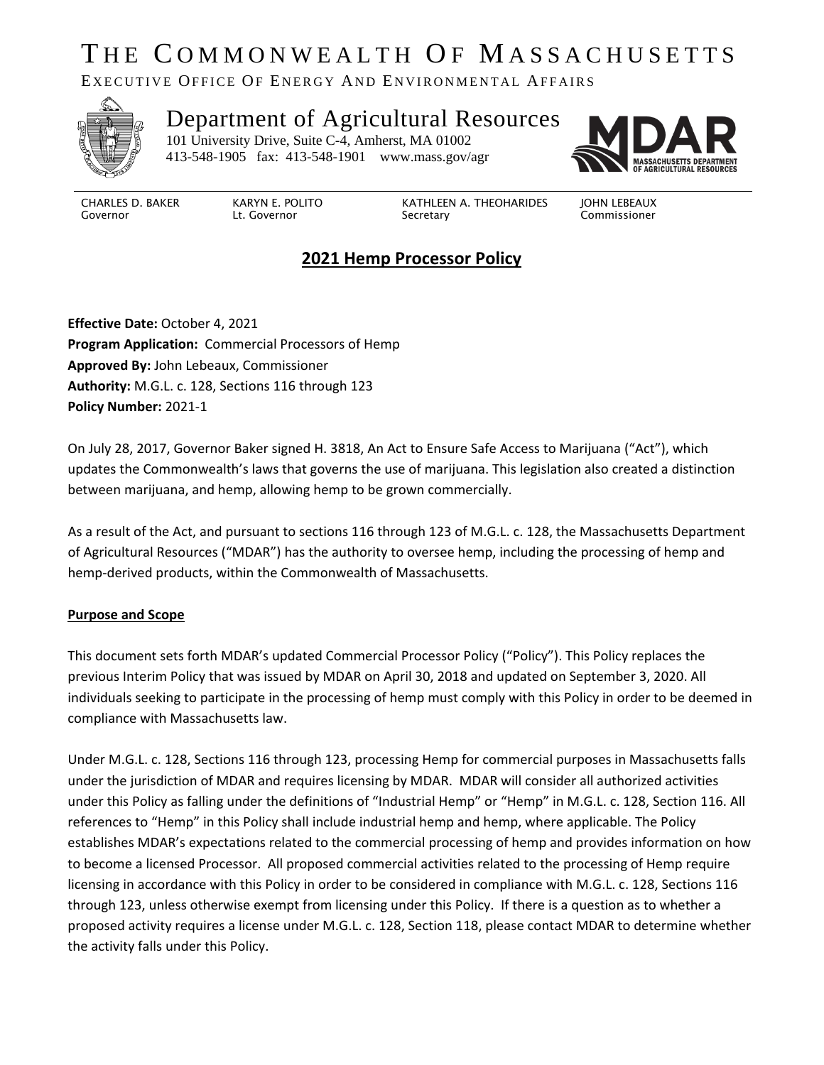# THE COMMONWEALTH OF MASSACHUSETTS

EXECUTIVE OFFICE OF ENERGY AND ENVIRONMENTAL AFFAIRS

## Department of Agricultural Resources

101 University Drive, Suite C-4, Amherst, MA 01002
413-548-1905 fax: 413-548-1901 www.mass.gov/agr

MDAR
MASSACHUSETTS DEPARTMENT OF AGRICULTURAL RESOURCES

CHARLES D. BAKER
Governor

KARYN E. POLITO
Lt. Governor

KATHLEEN A. THEOHARIDES
Secretary

JOHN LEBEAUX
Commissioner

## 2021 Hemp Processor Policy

**Effective Date:** October 4, 2021
**Program Application:** Commercial Processors of Hemp
**Approved By:** John Lebeaux, Commissioner
**Authority:** M.G.L. c. 128, Sections 116 through 123
**Policy Number:** 2021-1

On July 28, 2017, Governor Baker signed H. 3818, An Act to Ensure Safe Access to Marijuana ("Act"), which updates the Commonwealth's laws that governs the use of marijuana. This legislation also created a distinction between marijuana, and hemp, allowing hemp to be grown commercially.

As a result of the Act, and pursuant to sections 116 through 123 of M.G.L. c. 128, the Massachusetts Department of Agricultural Resources ("MDAR") has the authority to oversee hemp, including the processing of hemp and hemp-derived products, within the Commonwealth of Massachusetts.

### Purpose and Scope

This document sets forth MDAR's updated Commercial Processor Policy ("Policy"). This Policy replaces the previous Interim Policy that was issued by MDAR on April 30, 2018 and updated on September 3, 2020. All individuals seeking to participate in the processing of hemp must comply with this Policy in order to be deemed in compliance with Massachusetts law.

Under M.G.L. c. 128, Sections 116 through 123, processing Hemp for commercial purposes in Massachusetts falls under the jurisdiction of MDAR and requires licensing by MDAR. MDAR will consider all authorized activities under this Policy as falling under the definitions of "Industrial Hemp" or "Hemp" in M.G.L. c. 128, Section 116. All references to "Hemp" in this Policy shall include industrial hemp and hemp, where applicable. The Policy establishes MDAR's expectations related to the commercial processing of hemp and provides information on how to become a licensed Processor. All proposed commercial activities related to the processing of Hemp require licensing in accordance with this Policy in order to be considered in compliance with M.G.L. c. 128, Sections 116 through 123, unless otherwise exempt from licensing under this Policy. If there is a question as to whether a proposed activity requires a license under M.G.L. c. 128, Section 118, please contact MDAR to determine whether the activity falls under this Policy.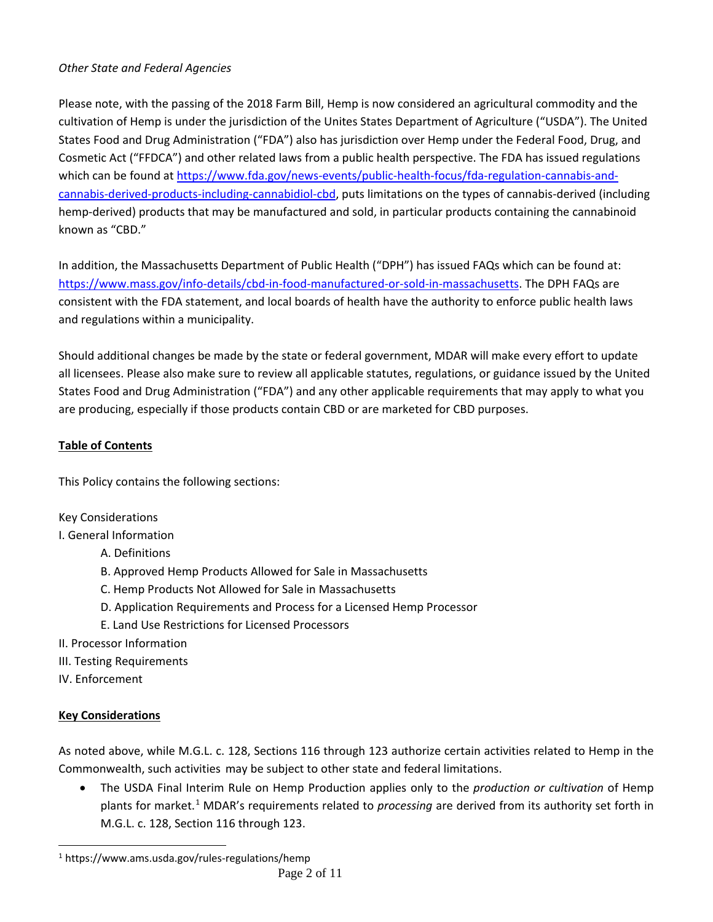*Other State and Federal Agencies*

Please note, with the passing of the 2018 Farm Bill, Hemp is now considered an agricultural commodity and the cultivation of Hemp is under the jurisdiction of the Unites States Department of Agriculture ("USDA"). The United States Food and Drug Administration ("FDA") also has jurisdiction over Hemp under the Federal Food, Drug, and Cosmetic Act ("FFDCA") and other related laws from a public health perspective. The FDA has issued regulations which can be found at [https://www.fda.gov/news-events/public-health-focus/fda-regulation-cannabis-and-cannabis-derived-products-including-cannabidiol-cbd](https://www.fda.gov/news-events/public-health-focus/fda-regulation-cannabis-and-cannabis-derived-products-including-cannabidiol-cbd), puts limitations on the types of cannabis-derived (including hemp-derived) products that may be manufactured and sold, in particular products containing the cannabinoid known as "CBD."

In addition, the Massachusetts Department of Public Health ("DPH") has issued FAQs which can be found at: [https://www.mass.gov/info-details/cbd-in-food-manufactured-or-sold-in-massachusetts](https://www.mass.gov/info-details/cbd-in-food-manufactured-or-sold-in-massachusetts). The DPH FAQs are consistent with the FDA statement, and local boards of health have the authority to enforce public health laws and regulations within a municipality.

Should additional changes be made by the state or federal government, MDAR will make every effort to update all licensees. Please also make sure to review all applicable statutes, regulations, or guidance issued by the United States Food and Drug Administration ("FDA") and any other applicable requirements that may apply to what you are producing, especially if those products contain CBD or are marketed for CBD purposes.

**Table of Contents**

This Policy contains the following sections:

Key Considerations
I. General Information
- A. Definitions
- B. Approved Hemp Products Allowed for Sale in Massachusetts
- C. Hemp Products Not Allowed for Sale in Massachusetts
- D. Application Requirements and Process for a Licensed Hemp Processor
- E. Land Use Restrictions for Licensed Processors

II. Processor Information
III. Testing Requirements
IV. Enforcement

**Key Considerations**

As noted above, while M.G.L. c. 128, Sections 116 through 123 authorize certain activities related to Hemp in the Commonwealth, such activities may be subject to other state and federal limitations.

- The USDA Final Interim Rule on Hemp Production applies only to the *production or cultivation* of Hemp plants for market.[1] MDAR's requirements related to *processing* are derived from its authority set forth in M.G.L. c. 128, Section 116 through 123.

[1] https://www.ams.usda.gov/rules-regulations/hemp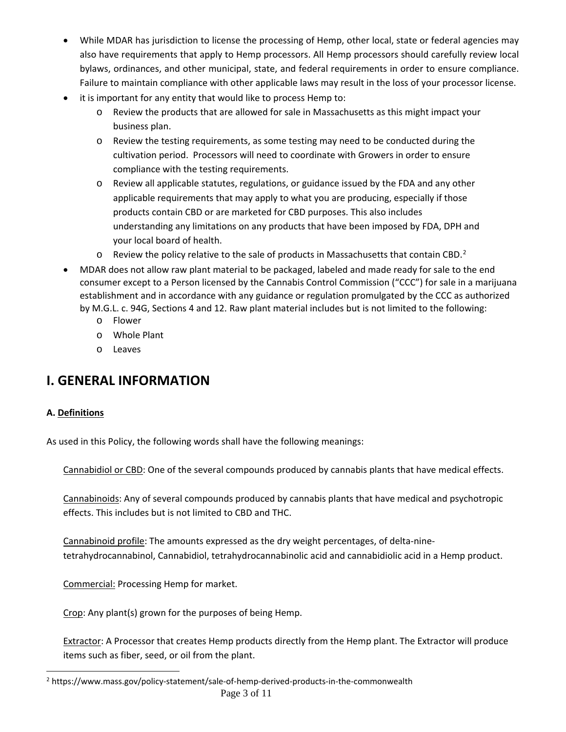- While MDAR has jurisdiction to license the processing of Hemp, other local, state or federal agencies may also have requirements that apply to Hemp processors. All Hemp processors should carefully review local bylaws, ordinances, and other municipal, state, and federal requirements in order to ensure compliance. Failure to maintain compliance with other applicable laws may result in the loss of your processor license.
- it is important for any entity that would like to process Hemp to:
  - Review the products that are allowed for sale in Massachusetts as this might impact your business plan.
  - Review the testing requirements, as some testing may need to be conducted during the cultivation period. Processors will need to coordinate with Growers in order to ensure compliance with the testing requirements.
  - Review all applicable statutes, regulations, or guidance issued by the FDA and any other applicable requirements that may apply to what you are producing, especially if those products contain CBD or are marketed for CBD purposes. This also includes understanding any limitations on any products that have been imposed by FDA, DPH and your local board of health.
  - Review the policy relative to the sale of products in Massachusetts that contain CBD.[2]
- MDAR does not allow raw plant material to be packaged, labeled and made ready for sale to the end consumer except to a Person licensed by the Cannabis Control Commission ("CCC") for sale in a marijuana establishment and in accordance with any guidance or regulation promulgated by the CCC as authorized by M.G.L. c. 94G, Sections 4 and 12. Raw plant material includes but is not limited to the following:
  - Flower
  - Whole Plant
  - Leaves

# I. GENERAL INFORMATION

**A. Definitions**

As used in this Policy, the following words shall have the following meanings:

Cannabidiol or CBD: One of the several compounds produced by cannabis plants that have medical effects.

Cannabinoids: Any of several compounds produced by cannabis plants that have medical and psychotropic effects. This includes but is not limited to CBD and THC.

Cannabinoid profile: The amounts expressed as the dry weight percentages, of delta-nine-tetrahydrocannabinol, Cannabidiol, tetrahydrocannabinolic acid and cannabidiolic acid in a Hemp product.

Commercial: Processing Hemp for market.

Crop: Any plant(s) grown for the purposes of being Hemp.

Extractor: A Processor that creates Hemp products directly from the Hemp plant. The Extractor will produce items such as fiber, seed, or oil from the plant.

[2] https://www.mass.gov/policy-statement/sale-of-hemp-derived-products-in-the-commonwealth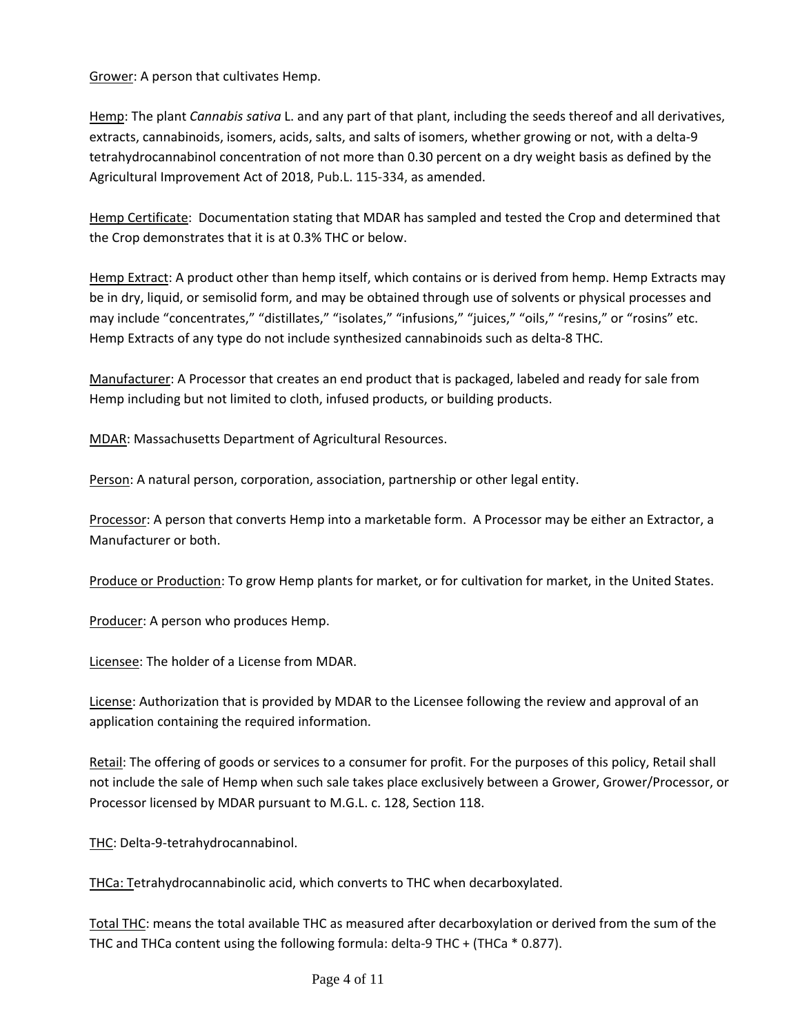<u>Grower</u>: A person that cultivates Hemp.

<u>Hemp</u>: The plant *Cannabis sativa* L. and any part of that plant, including the seeds thereof and all derivatives, extracts, cannabinoids, isomers, acids, salts, and salts of isomers, whether growing or not, with a delta-9 tetrahydrocannabinol concentration of not more than 0.30 percent on a dry weight basis as defined by the Agricultural Improvement Act of 2018, Pub.L. 115-334, as amended.

<u>Hemp Certificate</u>: Documentation stating that MDAR has sampled and tested the Crop and determined that the Crop demonstrates that it is at 0.3% THC or below.

<u>Hemp Extract</u>: A product other than hemp itself, which contains or is derived from hemp. Hemp Extracts may be in dry, liquid, or semisolid form, and may be obtained through use of solvents or physical processes and may include "concentrates," "distillates," "isolates," "infusions," "juices," "oils," "resins," or "rosins" etc. Hemp Extracts of any type do not include synthesized cannabinoids such as delta-8 THC.

<u>Manufacturer</u>: A Processor that creates an end product that is packaged, labeled and ready for sale from Hemp including but not limited to cloth, infused products, or building products.

<u>MDAR</u>: Massachusetts Department of Agricultural Resources.

<u>Person</u>: A natural person, corporation, association, partnership or other legal entity.

<u>Processor</u>: A person that converts Hemp into a marketable form. A Processor may be either an Extractor, a Manufacturer or both.

<u>Produce or Production</u>: To grow Hemp plants for market, or for cultivation for market, in the United States.

<u>Producer</u>: A person who produces Hemp.

<u>Licensee</u>: The holder of a License from MDAR.

<u>License</u>: Authorization that is provided by MDAR to the Licensee following the review and approval of an application containing the required information.

<u>Retail</u>: The offering of goods or services to a consumer for profit. For the purposes of this policy, Retail shall not include the sale of Hemp when such sale takes place exclusively between a Grower, Grower/Processor, or Processor licensed by MDAR pursuant to M.G.L. c. 128, Section 118.

<u>THC</u>: Delta-9-tetrahydrocannabinol.

<u>THCa:</u> Tetrahydrocannabinolic acid, which converts to THC when decarboxylated.

<u>Total THC</u>: means the total available THC as measured after decarboxylation or derived from the sum of the THC and THCa content using the following formula: delta-9 THC + (THCa * 0.877).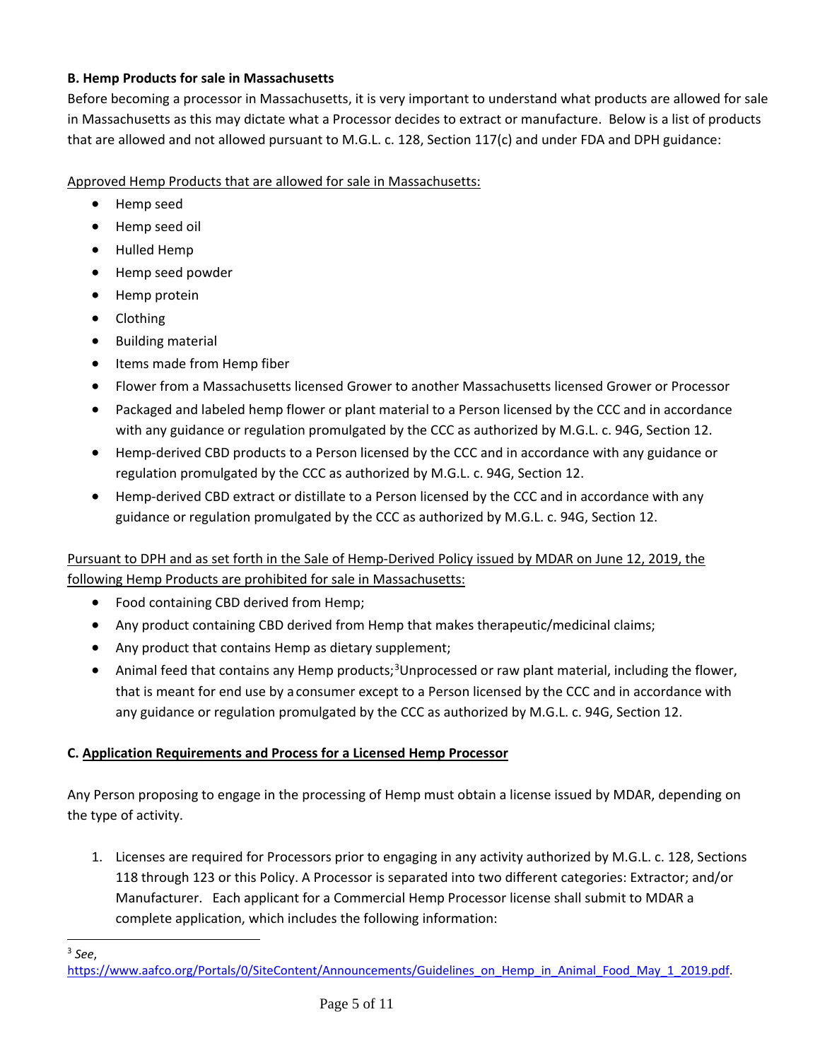### B. Hemp Products for sale in Massachusetts

Before becoming a processor in Massachusetts, it is very important to understand what products are allowed for sale in Massachusetts as this may dictate what a Processor decides to extract or manufacture. Below is a list of products that are allowed and not allowed pursuant to M.G.L. c. 128, Section 117(c) and under FDA and DPH guidance:

<u>Approved Hemp Products that are allowed for sale in Massachusetts:</u>

- Hemp seed
- Hemp seed oil
- Hulled Hemp
- Hemp seed powder
- Hemp protein
- Clothing
- Building material
- Items made from Hemp fiber
- Flower from a Massachusetts licensed Grower to another Massachusetts licensed Grower or Processor
- Packaged and labeled hemp flower or plant material to a Person licensed by the CCC and in accordance with any guidance or regulation promulgated by the CCC as authorized by M.G.L. c. 94G, Section 12.
- Hemp-derived CBD products to a Person licensed by the CCC and in accordance with any guidance or regulation promulgated by the CCC as authorized by M.G.L. c. 94G, Section 12.
- Hemp-derived CBD extract or distillate to a Person licensed by the CCC and in accordance with any guidance or regulation promulgated by the CCC as authorized by M.G.L. c. 94G, Section 12.

<u>Pursuant to DPH and as set forth in the Sale of Hemp-Derived Policy issued by MDAR on June 12, 2019, the following Hemp Products are prohibited for sale in Massachusetts:</u>

- Food containing CBD derived from Hemp;
- Any product containing CBD derived from Hemp that makes therapeutic/medicinal claims;
- Any product that contains Hemp as dietary supplement;
- Animal feed that contains any Hemp products;[3]Unprocessed or raw plant material, including the flower, that is meant for end use by a consumer except to a Person licensed by the CCC and in accordance with any guidance or regulation promulgated by the CCC as authorized by M.G.L. c. 94G, Section 12.

### C. <u>Application Requirements and Process for a Licensed Hemp Processor</u>

Any Person proposing to engage in the processing of Hemp must obtain a license issued by MDAR, depending on the type of activity.

1. Licenses are required for Processors prior to engaging in any activity authorized by M.G.L. c. 128, Sections 118 through 123 or this Policy. A Processor is separated into two different categories: Extractor; and/or Manufacturer. Each applicant for a Commercial Hemp Processor license shall submit to MDAR a complete application, which includes the following information:

---

[3] *See*, https://www.aafco.org/Portals/0/SiteContent/Announcements/Guidelines_on_Hemp_in_Animal_Food_May_1_2019.pdf.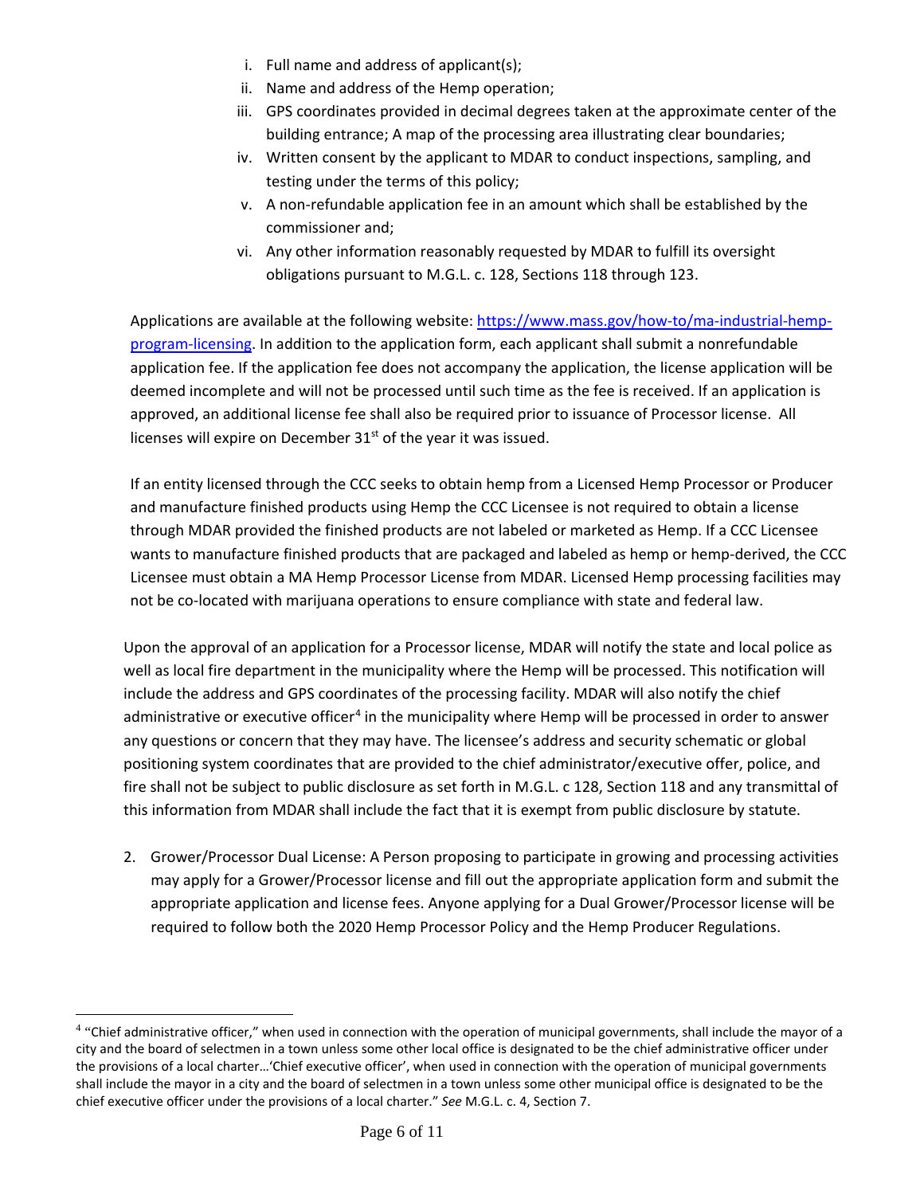i. Full name and address of applicant(s);
ii. Name and address of the Hemp operation;
iii. GPS coordinates provided in decimal degrees taken at the approximate center of the building entrance; A map of the processing area illustrating clear boundaries;
iv. Written consent by the applicant to MDAR to conduct inspections, sampling, and testing under the terms of this policy;
v. A non-refundable application fee in an amount which shall be established by the commissioner and;
vi. Any other information reasonably requested by MDAR to fulfill its oversight obligations pursuant to M.G.L. c. 128, Sections 118 through 123.

Applications are available at the following website: [https://www.mass.gov/how-to/ma-industrial-hemp-program-licensing](https://www.mass.gov/how-to/ma-industrial-hemp-program-licensing). In addition to the application form, each applicant shall submit a nonrefundable application fee. If the application fee does not accompany the application, the license application will be deemed incomplete and will not be processed until such time as the fee is received. If an application is approved, an additional license fee shall also be required prior to issuance of Processor license. All licenses will expire on December 31st of the year it was issued.

If an entity licensed through the CCC seeks to obtain hemp from a Licensed Hemp Processor or Producer and manufacture finished products using Hemp the CCC Licensee is not required to obtain a license through MDAR provided the finished products are not labeled or marketed as Hemp. If a CCC Licensee wants to manufacture finished products that are packaged and labeled as hemp or hemp-derived, the CCC Licensee must obtain a MA Hemp Processor License from MDAR. Licensed Hemp processing facilities may not be co-located with marijuana operations to ensure compliance with state and federal law.

Upon the approval of an application for a Processor license, MDAR will notify the state and local police as well as local fire department in the municipality where the Hemp will be processed. This notification will include the address and GPS coordinates of the processing facility. MDAR will also notify the chief administrative or executive officer[4] in the municipality where Hemp will be processed in order to answer any questions or concern that they may have. The licensee's address and security schematic or global positioning system coordinates that are provided to the chief administrator/executive offer, police, and fire shall not be subject to public disclosure as set forth in M.G.L. c 128, Section 118 and any transmittal of this information from MDAR shall include the fact that it is exempt from public disclosure by statute.

2. Grower/Processor Dual License: A Person proposing to participate in growing and processing activities may apply for a Grower/Processor license and fill out the appropriate application form and submit the appropriate application and license fees. Anyone applying for a Dual Grower/Processor license will be required to follow both the 2020 Hemp Processor Policy and the Hemp Producer Regulations.

---

[4] "Chief administrative officer," when used in connection with the operation of municipal governments, shall include the mayor of a city and the board of selectmen in a town unless some other local office is designated to be the chief administrative officer under the provisions of a local charter…'Chief executive officer', when used in connection with the operation of municipal governments shall include the mayor in a city and the board of selectmen in a town unless some other municipal office is designated to be the chief executive officer under the provisions of a local charter." *See* M.G.L. c. 4, Section 7.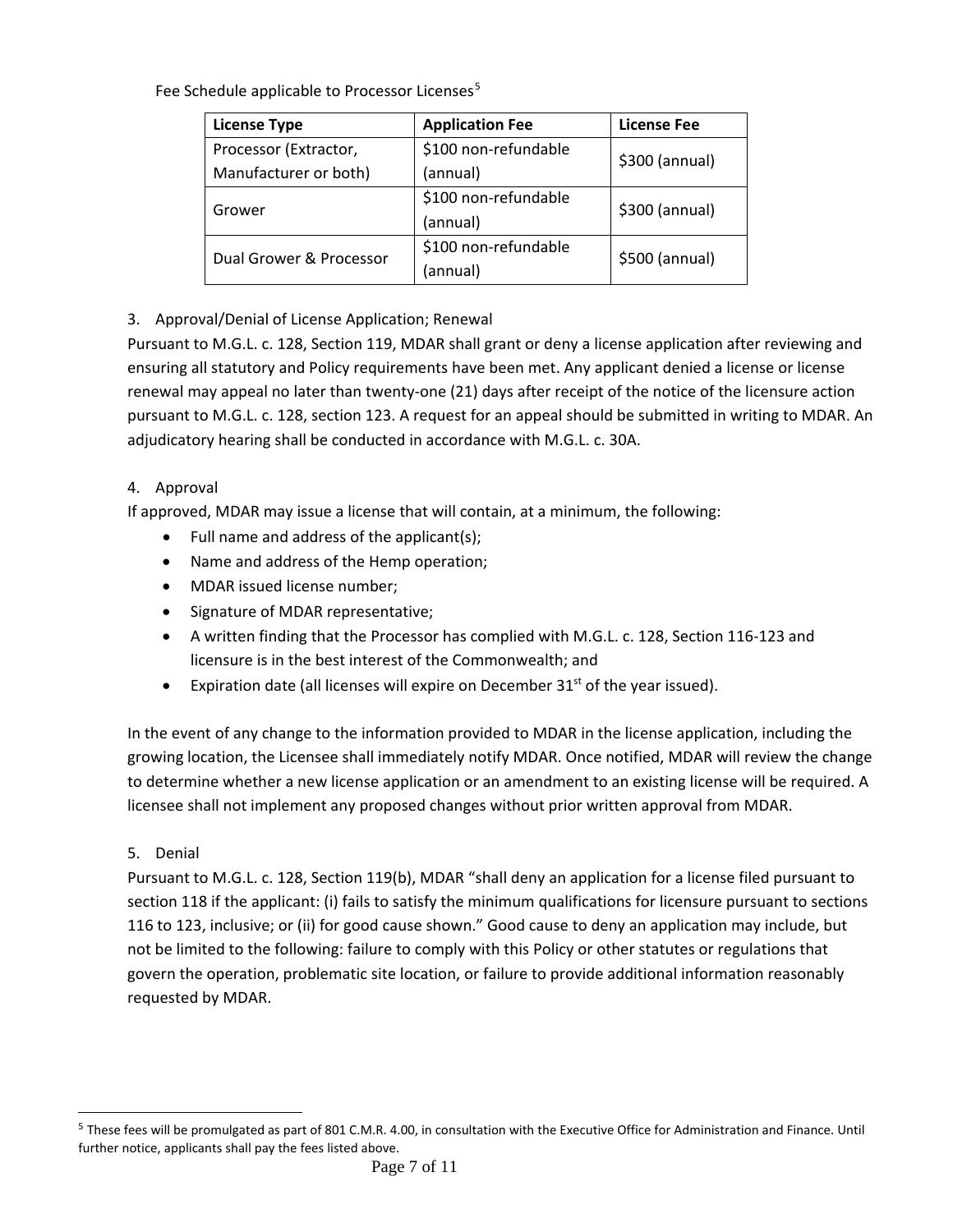Fee Schedule applicable to Processor Licenses[5]

| License Type | Application Fee | License Fee |
|---|---|---|
| Processor (Extractor, Manufacturer or both) | $100 non-refundable (annual) | $300 (annual) |
| Grower | $100 non-refundable (annual) | $300 (annual) |
| Dual Grower & Processor | $100 non-refundable (annual) | $500 (annual) |

3. Approval/Denial of License Application; Renewal

Pursuant to M.G.L. c. 128, Section 119, MDAR shall grant or deny a license application after reviewing and ensuring all statutory and Policy requirements have been met. Any applicant denied a license or license renewal may appeal no later than twenty-one (21) days after receipt of the notice of the licensure action pursuant to M.G.L. c. 128, section 123. A request for an appeal should be submitted in writing to MDAR. An adjudicatory hearing shall be conducted in accordance with M.G.L. c. 30A.

4. Approval

If approved, MDAR may issue a license that will contain, at a minimum, the following:

- Full name and address of the applicant(s);
- Name and address of the Hemp operation;
- MDAR issued license number;
- Signature of MDAR representative;
- A written finding that the Processor has complied with M.G.L. c. 128, Section 116-123 and licensure is in the best interest of the Commonwealth; and
- Expiration date (all licenses will expire on December 31st of the year issued).

In the event of any change to the information provided to MDAR in the license application, including the growing location, the Licensee shall immediately notify MDAR. Once notified, MDAR will review the change to determine whether a new license application or an amendment to an existing license will be required. A licensee shall not implement any proposed changes without prior written approval from MDAR.

5. Denial

Pursuant to M.G.L. c. 128, Section 119(b), MDAR "shall deny an application for a license filed pursuant to section 118 if the applicant: (i) fails to satisfy the minimum qualifications for licensure pursuant to sections 116 to 123, inclusive; or (ii) for good cause shown." Good cause to deny an application may include, but not be limited to the following: failure to comply with this Policy or other statutes or regulations that govern the operation, problematic site location, or failure to provide additional information reasonably requested by MDAR.

[5] These fees will be promulgated as part of 801 C.M.R. 4.00, in consultation with the Executive Office for Administration and Finance. Until further notice, applicants shall pay the fees listed above.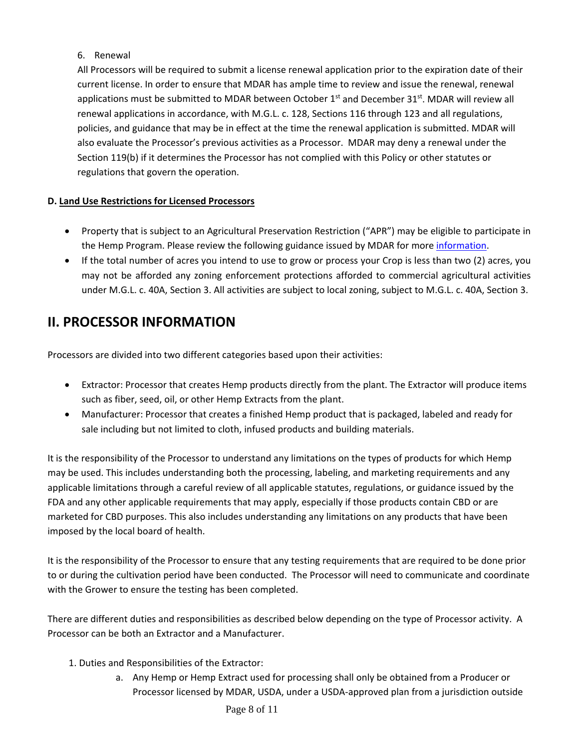6. Renewal

All Processors will be required to submit a license renewal application prior to the expiration date of their current license. In order to ensure that MDAR has ample time to review and issue the renewal, renewal applications must be submitted to MDAR between October 1st and December 31st. MDAR will review all renewal applications in accordance, with M.G.L. c. 128, Sections 116 through 123 and all regulations, policies, and guidance that may be in effect at the time the renewal application is submitted. MDAR will also evaluate the Processor's previous activities as a Processor. MDAR may deny a renewal under the Section 119(b) if it determines the Processor has not complied with this Policy or other statutes or regulations that govern the operation.

**D. Land Use Restrictions for Licensed Processors**

- Property that is subject to an Agricultural Preservation Restriction ("APR") may be eligible to participate in the Hemp Program. Please review the following guidance issued by MDAR for more information.
- If the total number of acres you intend to use to grow or process your Crop is less than two (2) acres, you may not be afforded any zoning enforcement protections afforded to commercial agricultural activities under M.G.L. c. 40A, Section 3. All activities are subject to local zoning, subject to M.G.L. c. 40A, Section 3.

## II. PROCESSOR INFORMATION

Processors are divided into two different categories based upon their activities:

- Extractor: Processor that creates Hemp products directly from the plant. The Extractor will produce items such as fiber, seed, oil, or other Hemp Extracts from the plant.
- Manufacturer: Processor that creates a finished Hemp product that is packaged, labeled and ready for sale including but not limited to cloth, infused products and building materials.

It is the responsibility of the Processor to understand any limitations on the types of products for which Hemp may be used. This includes understanding both the processing, labeling, and marketing requirements and any applicable limitations through a careful review of all applicable statutes, regulations, or guidance issued by the FDA and any other applicable requirements that may apply, especially if those products contain CBD or are marketed for CBD purposes. This also includes understanding any limitations on any products that have been imposed by the local board of health.

It is the responsibility of the Processor to ensure that any testing requirements that are required to be done prior to or during the cultivation period have been conducted. The Processor will need to communicate and coordinate with the Grower to ensure the testing has been completed.

There are different duties and responsibilities as described below depending on the type of Processor activity. A Processor can be both an Extractor and a Manufacturer.

1. Duties and Responsibilities of the Extractor:
   a. Any Hemp or Hemp Extract used for processing shall only be obtained from a Producer or Processor licensed by MDAR, USDA, under a USDA-approved plan from a jurisdiction outside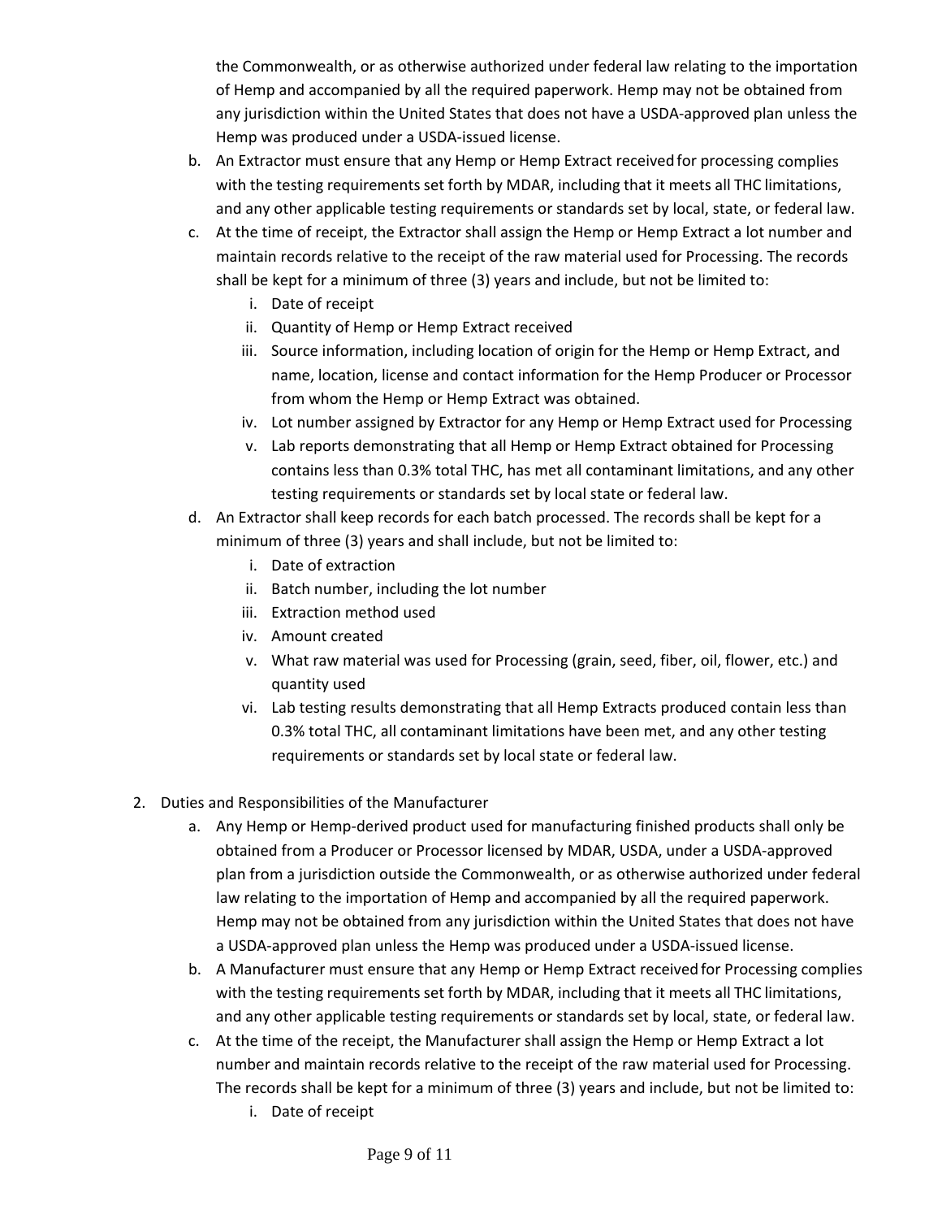the Commonwealth, or as otherwise authorized under federal law relating to the importation of Hemp and accompanied by all the required paperwork. Hemp may not be obtained from any jurisdiction within the United States that does not have a USDA-approved plan unless the Hemp was produced under a USDA-issued license.

b. An Extractor must ensure that any Hemp or Hemp Extract received for processing complies with the testing requirements set forth by MDAR, including that it meets all THC limitations, and any other applicable testing requirements or standards set by local, state, or federal law.

c. At the time of receipt, the Extractor shall assign the Hemp or Hemp Extract a lot number and maintain records relative to the receipt of the raw material used for Processing. The records shall be kept for a minimum of three (3) years and include, but not be limited to:
   i. Date of receipt
   ii. Quantity of Hemp or Hemp Extract received
   iii. Source information, including location of origin for the Hemp or Hemp Extract, and name, location, license and contact information for the Hemp Producer or Processor from whom the Hemp or Hemp Extract was obtained.
   iv. Lot number assigned by Extractor for any Hemp or Hemp Extract used for Processing
   v. Lab reports demonstrating that all Hemp or Hemp Extract obtained for Processing contains less than 0.3% total THC, has met all contaminant limitations, and any other testing requirements or standards set by local state or federal law.

d. An Extractor shall keep records for each batch processed. The records shall be kept for a minimum of three (3) years and shall include, but not be limited to:
   i. Date of extraction
   ii. Batch number, including the lot number
   iii. Extraction method used
   iv. Amount created
   v. What raw material was used for Processing (grain, seed, fiber, oil, flower, etc.) and quantity used
   vi. Lab testing results demonstrating that all Hemp Extracts produced contain less than 0.3% total THC, all contaminant limitations have been met, and any other testing requirements or standards set by local state or federal law.

2. Duties and Responsibilities of the Manufacturer

   a. Any Hemp or Hemp-derived product used for manufacturing finished products shall only be obtained from a Producer or Processor licensed by MDAR, USDA, under a USDA-approved plan from a jurisdiction outside the Commonwealth, or as otherwise authorized under federal law relating to the importation of Hemp and accompanied by all the required paperwork. Hemp may not be obtained from any jurisdiction within the United States that does not have a USDA-approved plan unless the Hemp was produced under a USDA-issued license.

   b. A Manufacturer must ensure that any Hemp or Hemp Extract received for Processing complies with the testing requirements set forth by MDAR, including that it meets all THC limitations, and any other applicable testing requirements or standards set by local, state, or federal law.

   c. At the time of the receipt, the Manufacturer shall assign the Hemp or Hemp Extract a lot number and maintain records relative to the receipt of the raw material used for Processing. The records shall be kept for a minimum of three (3) years and include, but not be limited to:
      i. Date of receipt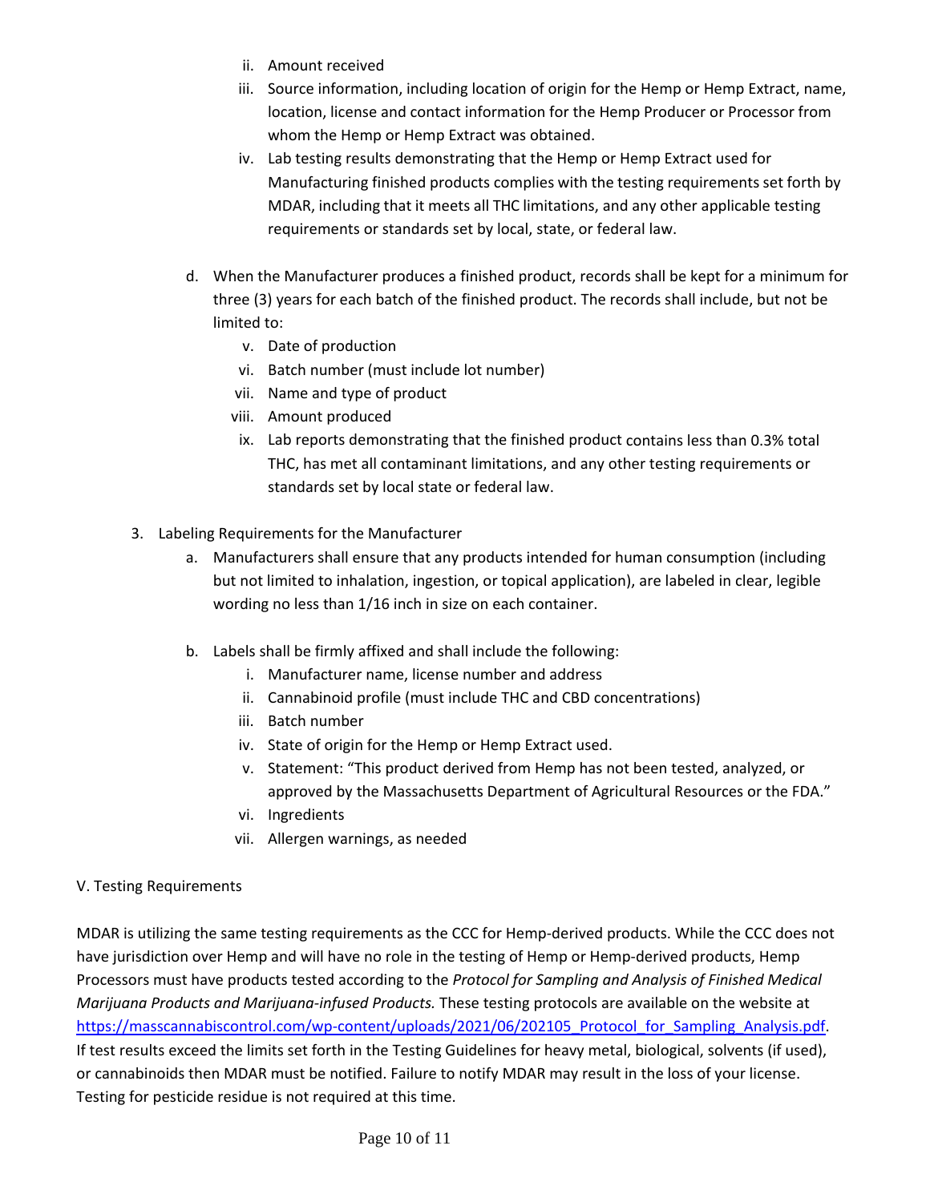ii. Amount received
iii. Source information, including location of origin for the Hemp or Hemp Extract, name, location, license and contact information for the Hemp Producer or Processor from whom the Hemp or Hemp Extract was obtained.
iv. Lab testing results demonstrating that the Hemp or Hemp Extract used for Manufacturing finished products complies with the testing requirements set forth by MDAR, including that it meets all THC limitations, and any other applicable testing requirements or standards set by local, state, or federal law.

d. When the Manufacturer produces a finished product, records shall be kept for a minimum for three (3) years for each batch of the finished product. The records shall include, but not be limited to:
   v. Date of production
   vi. Batch number (must include lot number)
   vii. Name and type of product
   viii. Amount produced
   ix. Lab reports demonstrating that the finished product contains less than 0.3% total THC, has met all contaminant limitations, and any other testing requirements or standards set by local state or federal law.

3. Labeling Requirements for the Manufacturer
   a. Manufacturers shall ensure that any products intended for human consumption (including but not limited to inhalation, ingestion, or topical application), are labeled in clear, legible wording no less than 1/16 inch in size on each container.

   b. Labels shall be firmly affixed and shall include the following:
      i. Manufacturer name, license number and address
      ii. Cannabinoid profile (must include THC and CBD concentrations)
      iii. Batch number
      iv. State of origin for the Hemp or Hemp Extract used.
      v. Statement: "This product derived from Hemp has not been tested, analyzed, or approved by the Massachusetts Department of Agricultural Resources or the FDA."
      vi. Ingredients
      vii. Allergen warnings, as needed

V. Testing Requirements

MDAR is utilizing the same testing requirements as the CCC for Hemp-derived products. While the CCC does not have jurisdiction over Hemp and will have no role in the testing of Hemp or Hemp-derived products, Hemp Processors must have products tested according to the *Protocol for Sampling and Analysis of Finished Medical Marijuana Products and Marijuana-infused Products.* These testing protocols are available on the website at https://masscannabiscontrol.com/wp-content/uploads/2021/06/202105_Protocol_for_Sampling_Analysis.pdf. If test results exceed the limits set forth in the Testing Guidelines for heavy metal, biological, solvents (if used), or cannabinoids then MDAR must be notified. Failure to notify MDAR may result in the loss of your license. Testing for pesticide residue is not required at this time.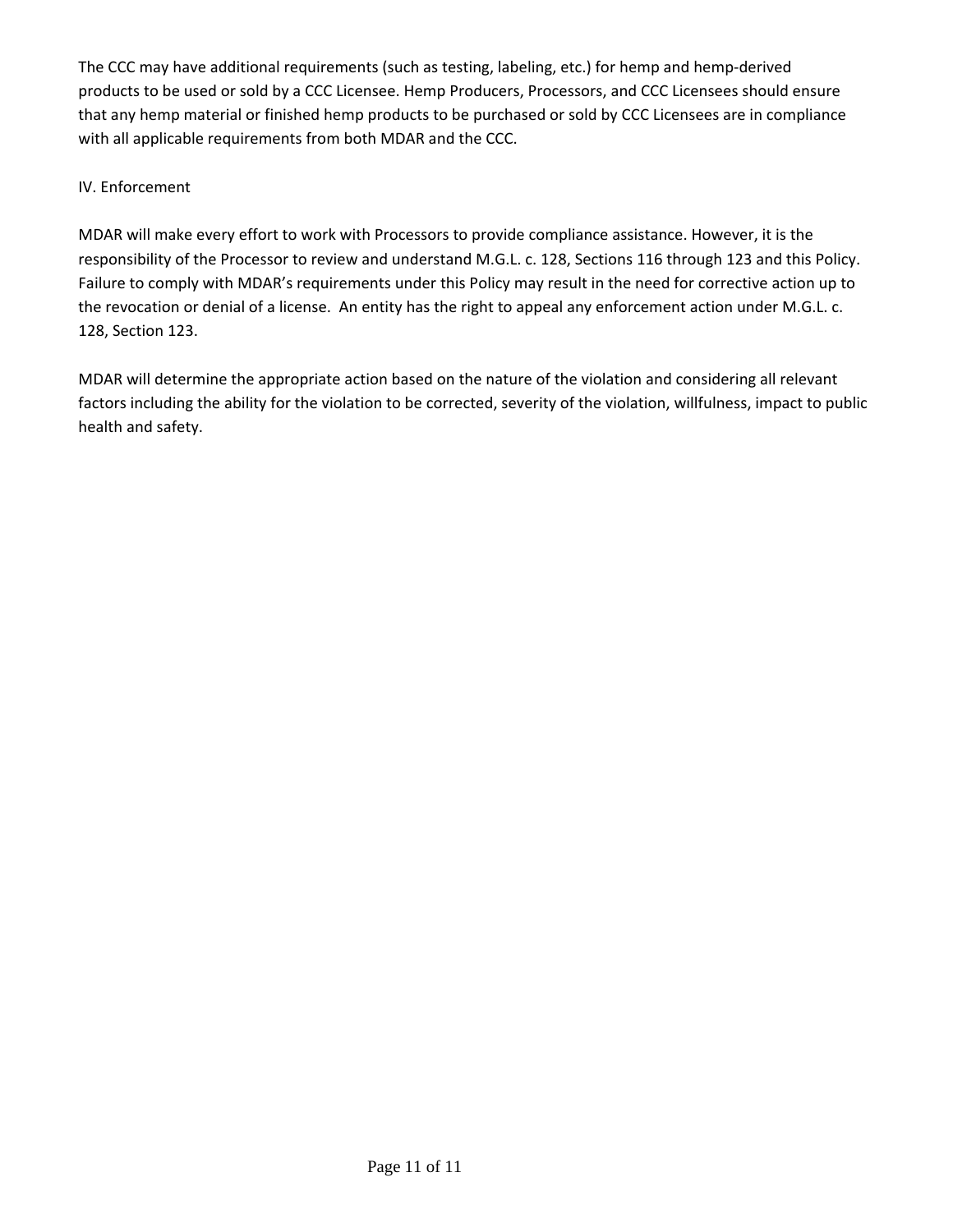The CCC may have additional requirements (such as testing, labeling, etc.) for hemp and hemp-derived products to be used or sold by a CCC Licensee. Hemp Producers, Processors, and CCC Licensees should ensure that any hemp material or finished hemp products to be purchased or sold by CCC Licensees are in compliance with all applicable requirements from both MDAR and the CCC.

## IV. Enforcement

MDAR will make every effort to work with Processors to provide compliance assistance. However, it is the responsibility of the Processor to review and understand M.G.L. c. 128, Sections 116 through 123 and this Policy. Failure to comply with MDAR's requirements under this Policy may result in the need for corrective action up to the revocation or denial of a license. An entity has the right to appeal any enforcement action under M.G.L. c. 128, Section 123.

MDAR will determine the appropriate action based on the nature of the violation and considering all relevant factors including the ability for the violation to be corrected, severity of the violation, willfulness, impact to public health and safety.